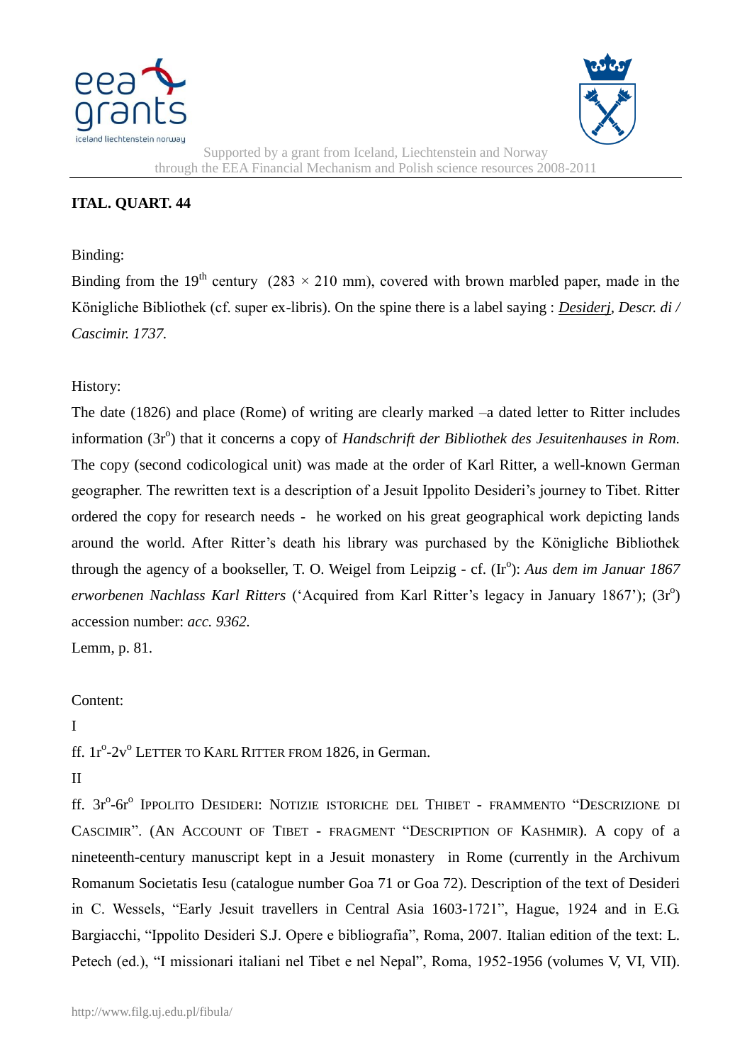Supported by a grant from Iceland, Liechtenstein and Norway
through the EEA Financial Mechanism and Polish science resources 2008-2011

**ITAL. QUART. 44**

Binding:

Binding from the 19th century (283 × 210 mm), covered with brown marbled paper, made in the Königliche Bibliothek (cf. super ex-libris). On the spine there is a label saying : *Desiderj, Descr. di / Cascimir. 1737.*

History:

The date (1826) and place (Rome) of writing are clearly marked –a dated letter to Ritter includes information (3r°) that it concerns a copy of *Handschrift der Bibliothek des Jesuitenhauses in Rom.* The copy (second codicological unit) was made at the order of Karl Ritter, a well-known German geographer. The rewritten text is a description of a Jesuit Ippolito Desideri's journey to Tibet. Ritter ordered the copy for research needs - he worked on his great geographical work depicting lands around the world. After Ritter's death his library was purchased by the Königliche Bibliothek through the agency of a bookseller, T. O. Weigel from Leipzig - cf. (Ir°): *Aus dem im Januar 1867 erworbenen Nachlass Karl Ritters* ('Acquired from Karl Ritter's legacy in January 1867'); (3r°) accession number: *acc. 9362.*

Lemm, p. 81.

Content:

I

ff. 1r°-2v° LETTER TO KARL RITTER FROM 1826, in German.

II

ff. 3r°-6r° IPPOLITO DESIDERI: NOTIZIE ISTORICHE DEL THIBET - FRAMMENTO "DESCRIZIONE DI CASCIMIR". (AN ACCOUNT OF TIBET - FRAGMENT "DESCRIPTION OF KASHMIR). A copy of a nineteenth-century manuscript kept in a Jesuit monastery in Rome (currently in the Archivum Romanum Societatis Iesu (catalogue number Goa 71 or Goa 72). Description of the text of Desideri in C. Wessels, "Early Jesuit travellers in Central Asia 1603-1721", Hague, 1924 and in E.G. Bargiacchi, "Ippolito Desideri S.J. Opere e bibliografia", Roma, 2007. Italian edition of the text: L. Petech (ed.), "I missionari italiani nel Tibet e nel Nepal", Roma, 1952-1956 (volumes V, VI, VII).

http://www.filg.uj.edu.pl/fibula/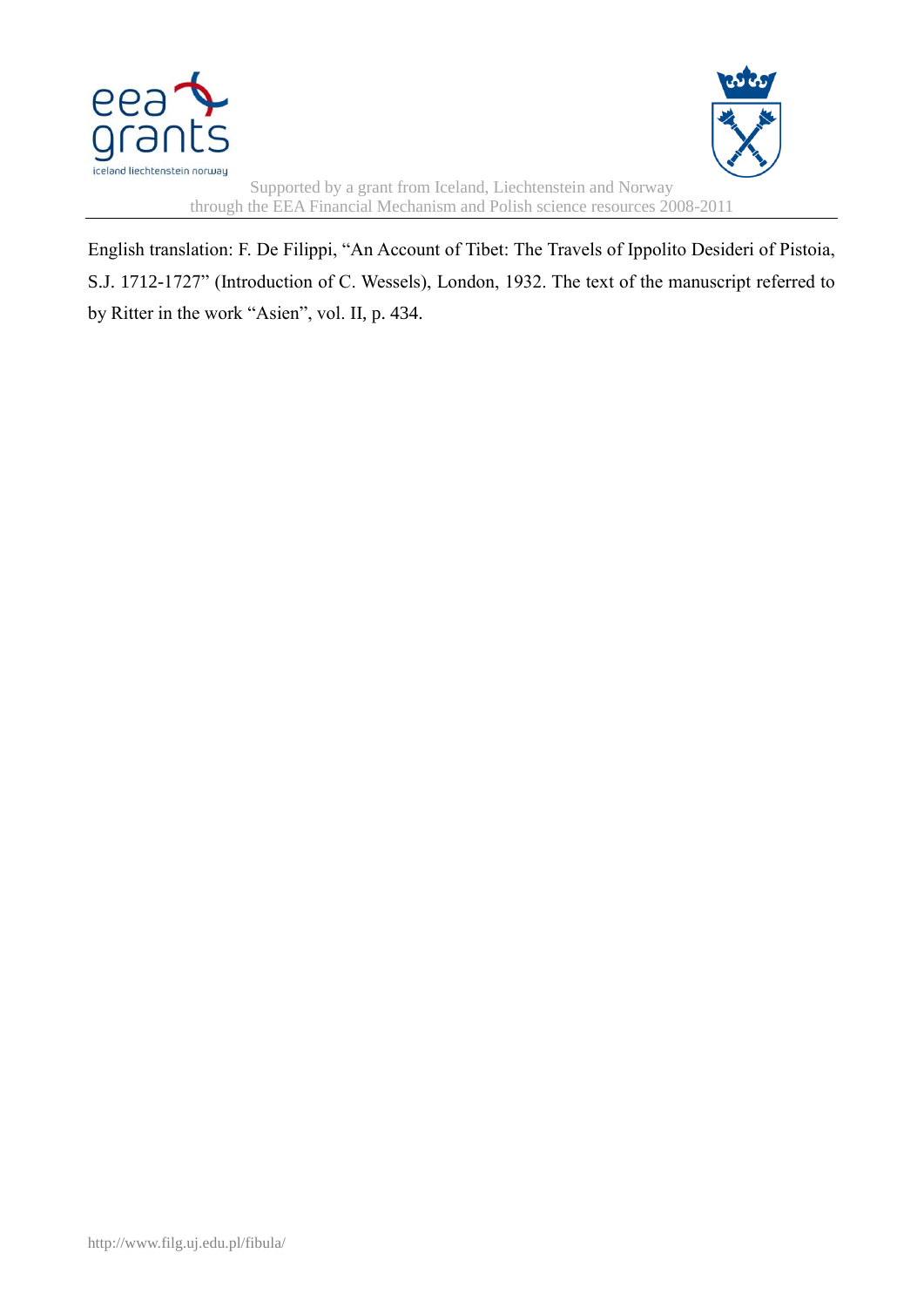English translation: F. De Filippi, "An Account of Tibet: The Travels of Ippolito Desideri of Pistoia, S.J. 1712-1727" (Introduction of C. Wessels), London, 1932. The text of the manuscript referred to by Ritter in the work "Asien", vol. II, p. 434.